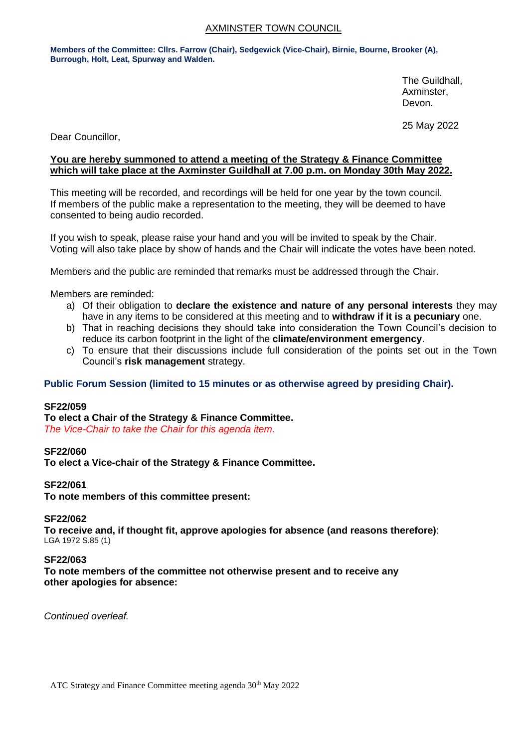# AXMINSTER TOWN COUNCIL

**Members of the Committee: Cllrs. Farrow (Chair), Sedgewick (Vice-Chair), Birnie, Bourne, Brooker (A), Burrough, Holt, Leat, Spurway and Walden.**

The Guildhall,
Axminster,
Devon.

25 May 2022

Dear Councillor,

**You are hereby summoned to attend a meeting of the Strategy & Finance Committee which will take place at the Axminster Guildhall at 7.00 p.m. on Monday 30th May 2022.**

This meeting will be recorded, and recordings will be held for one year by the town council. If members of the public make a representation to the meeting, they will be deemed to have consented to being audio recorded.

If you wish to speak, please raise your hand and you will be invited to speak by the Chair. Voting will also take place by show of hands and the Chair will indicate the votes have been noted.

Members and the public are reminded that remarks must be addressed through the Chair.

Members are reminded:

a) Of their obligation to **declare the existence and nature of any personal interests** they may have in any items to be considered at this meeting and to **withdraw if it is a pecuniary** one.
b) That in reaching decisions they should take into consideration the Town Council's decision to reduce its carbon footprint in the light of the **climate/environment emergency**.
c) To ensure that their discussions include full consideration of the points set out in the Town Council's **risk management** strategy.

**Public Forum Session (limited to 15 minutes or as otherwise agreed by presiding Chair).**

**SF22/059**
**To elect a Chair of the Strategy & Finance Committee.**
*The Vice-Chair to take the Chair for this agenda item.*

**SF22/060**
**To elect a Vice-chair of the Strategy & Finance Committee.**

**SF22/061**
**To note members of this committee present:**

**SF22/062**
**To receive and, if thought fit, approve apologies for absence (and reasons therefore)**:
LGA 1972 S.85 (1)

**SF22/063**
**To note members of the committee not otherwise present and to receive any other apologies for absence:**

*Continued overleaf.*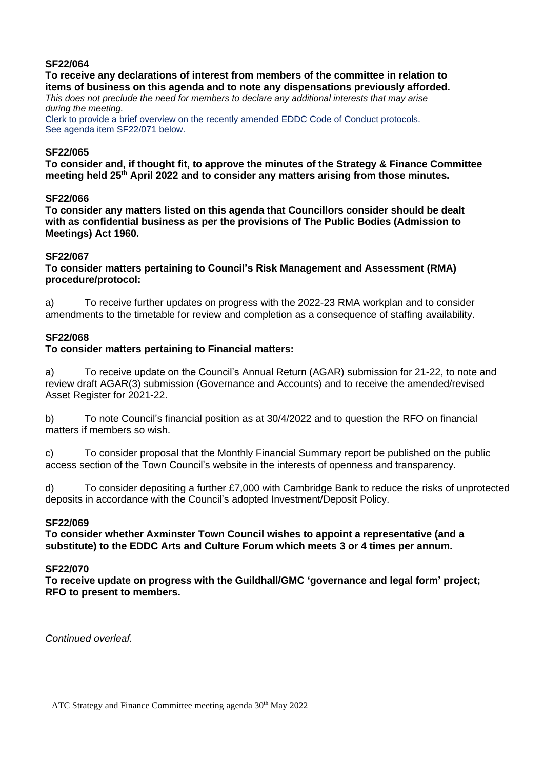**SF22/064**

**To receive any declarations of interest from members of the committee in relation to items of business on this agenda and to note any dispensations previously afforded.**

*This does not preclude the need for members to declare any additional interests that may arise during the meeting.*

Clerk to provide a brief overview on the recently amended EDDC Code of Conduct protocols. See agenda item SF22/071 below.

**SF22/065**

**To consider and, if thought fit, to approve the minutes of the Strategy & Finance Committee meeting held 25th April 2022 and to consider any matters arising from those minutes.**

**SF22/066**

**To consider any matters listed on this agenda that Councillors consider should be dealt with as confidential business as per the provisions of The Public Bodies (Admission to Meetings) Act 1960.**

**SF22/067**

**To consider matters pertaining to Council's Risk Management and Assessment (RMA) procedure/protocol:**

a) To receive further updates on progress with the 2022-23 RMA workplan and to consider amendments to the timetable for review and completion as a consequence of staffing availability.

**SF22/068**

**To consider matters pertaining to Financial matters:**

a) To receive update on the Council's Annual Return (AGAR) submission for 21-22, to note and review draft AGAR(3) submission (Governance and Accounts) and to receive the amended/revised Asset Register for 2021-22.

b) To note Council's financial position as at 30/4/2022 and to question the RFO on financial matters if members so wish.

c) To consider proposal that the Monthly Financial Summary report be published on the public access section of the Town Council's website in the interests of openness and transparency.

d) To consider depositing a further £7,000 with Cambridge Bank to reduce the risks of unprotected deposits in accordance with the Council's adopted Investment/Deposit Policy.

**SF22/069**

**To consider whether Axminster Town Council wishes to appoint a representative (and a substitute) to the EDDC Arts and Culture Forum which meets 3 or 4 times per annum.**

**SF22/070**

**To receive update on progress with the Guildhall/GMC 'governance and legal form' project; RFO to present to members.**

*Continued overleaf.*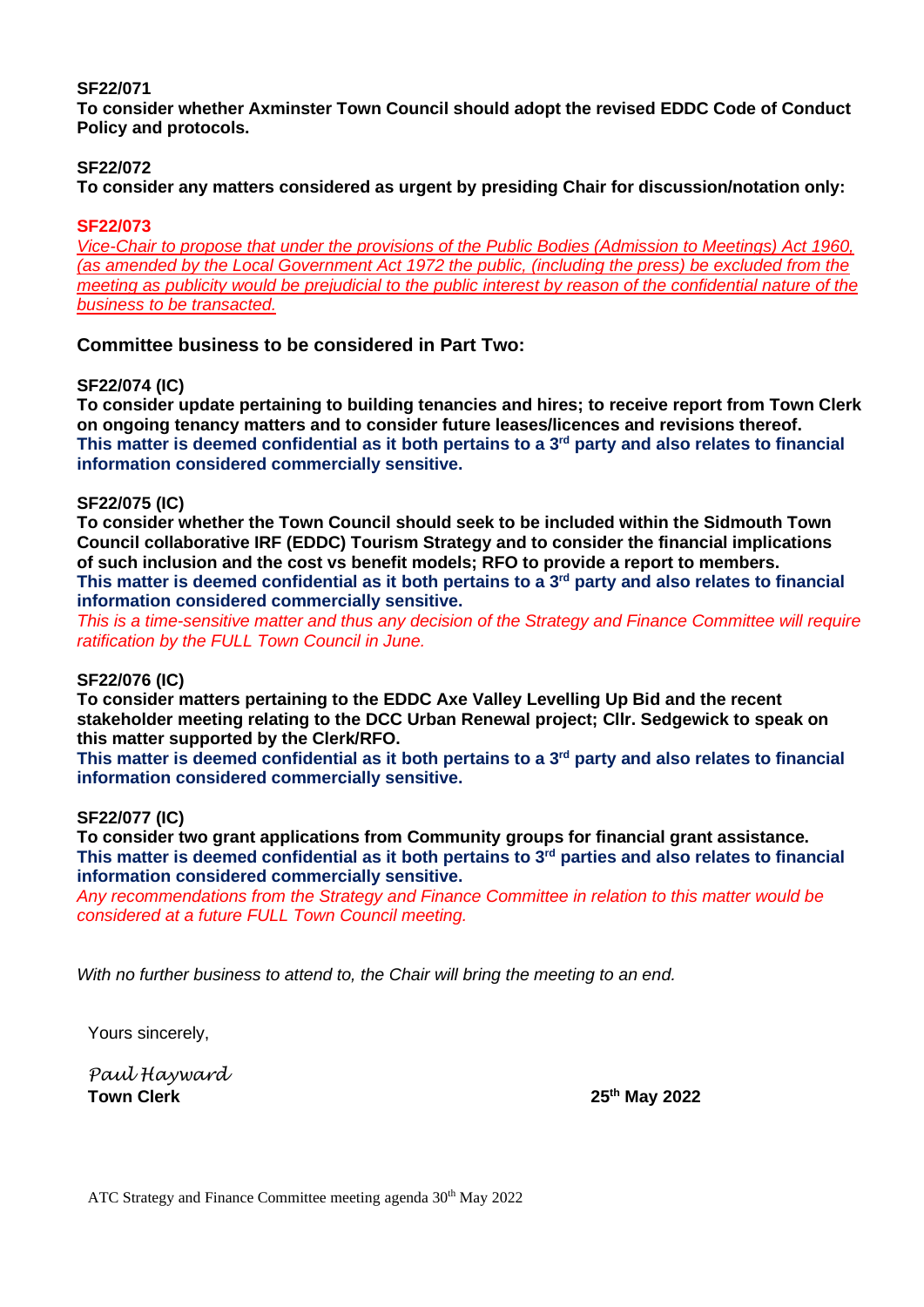**SF22/071**
**To consider whether Axminster Town Council should adopt the revised EDDC Code of Conduct Policy and protocols.**

**SF22/072**
**To consider any matters considered as urgent by presiding Chair for discussion/notation only:**

**SF22/073**
*Vice-Chair to propose that under the provisions of the Public Bodies (Admission to Meetings) Act 1960, (as amended by the Local Government Act 1972 the public, (including the press) be excluded from the meeting as publicity would be prejudicial to the public interest by reason of the confidential nature of the business to be transacted.*

**Committee business to be considered in Part Two:**

**SF22/074 (IC)**
**To consider update pertaining to building tenancies and hires; to receive report from Town Clerk on ongoing tenancy matters and to consider future leases/licences and revisions thereof.**
**This matter is deemed confidential as it both pertains to a 3rd party and also relates to financial information considered commercially sensitive.**

**SF22/075 (IC)**
**To consider whether the Town Council should seek to be included within the Sidmouth Town Council collaborative IRF (EDDC) Tourism Strategy and to consider the financial implications of such inclusion and the cost vs benefit models; RFO to provide a report to members.**
**This matter is deemed confidential as it both pertains to a 3rd party and also relates to financial information considered commercially sensitive.**
*This is a time-sensitive matter and thus any decision of the Strategy and Finance Committee will require ratification by the FULL Town Council in June.*

**SF22/076 (IC)**
**To consider matters pertaining to the EDDC Axe Valley Levelling Up Bid and the recent stakeholder meeting relating to the DCC Urban Renewal project; Cllr. Sedgewick to speak on this matter supported by the Clerk/RFO.**
**This matter is deemed confidential as it both pertains to a 3rd party and also relates to financial information considered commercially sensitive.**

**SF22/077 (IC)**
**To consider two grant applications from Community groups for financial grant assistance.**
**This matter is deemed confidential as it both pertains to 3rd parties and also relates to financial information considered commercially sensitive.**
*Any recommendations from the Strategy and Finance Committee in relation to this matter would be considered at a future FULL Town Council meeting.*

*With no further business to attend to, the Chair will bring the meeting to an end.*

Yours sincerely,

*Paul Hayward*
**Town Clerk** **25th May 2022**